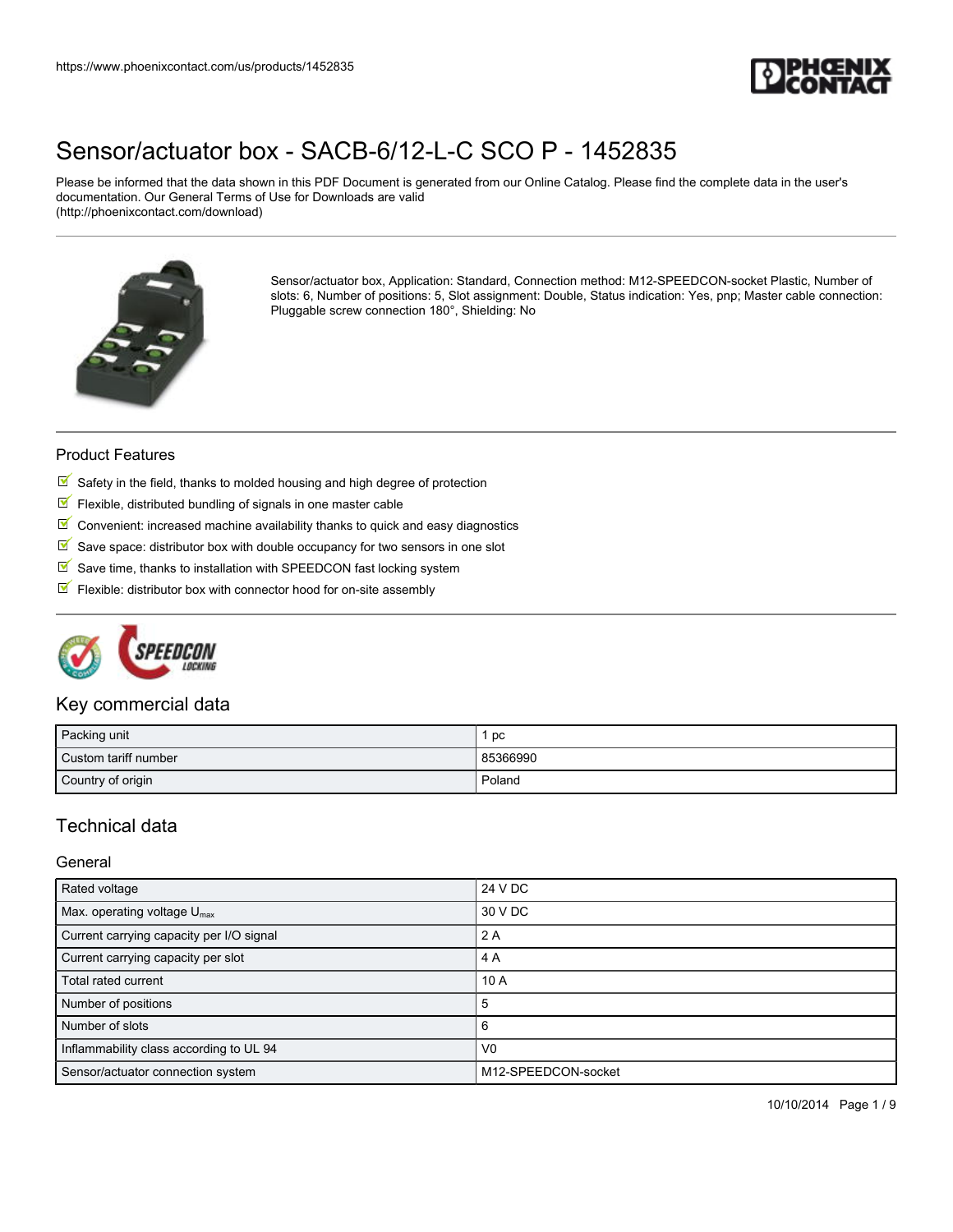# Sensor/actuator box - SACB-6/12-L-C SCO P - 1452835

Please be informed that the data shown in this PDF Document is generated from our Online Catalog. Please find the complete data in the user's documentation. Our General Terms of Use for Downloads are valid (http://phoenixcontact.com/download)

Sensor/actuator box, Application: Standard, Connection method: M12-SPEEDCON-socket Plastic, Number of slots: 6, Number of positions: 5, Slot assignment: Double, Status indication: Yes, pnp; Master cable connection: Pluggable screw connection 180°, Shielding: No

## Product Features

- Safety in the field, thanks to molded housing and high degree of protection
- Flexible, distributed bundling of signals in one master cable
- Convenient: increased machine availability thanks to quick and easy diagnostics
- Save space: distributor box with double occupancy for two sensors in one slot
- Save time, thanks to installation with SPEEDCON fast locking system
- Flexible: distributor box with connector hood for on-site assembly

## Key commercial data

| Packing unit | 1 pc |
|---|---|
| Custom tariff number | 85366990 |
| Country of origin | Poland |

## Technical data

### General

| Rated voltage | 24 V DC |
|---|---|
| Max. operating voltage $U_{max}$ | 30 V DC |
| Current carrying capacity per I/O signal | 2 A |
| Current carrying capacity per slot | 4 A |
| Total rated current | 10 A |
| Number of positions | 5 |
| Number of slots | 6 |
| Inflammability class according to UL 94 | V0 |
| Sensor/actuator connection system | M12-SPEEDCON-socket |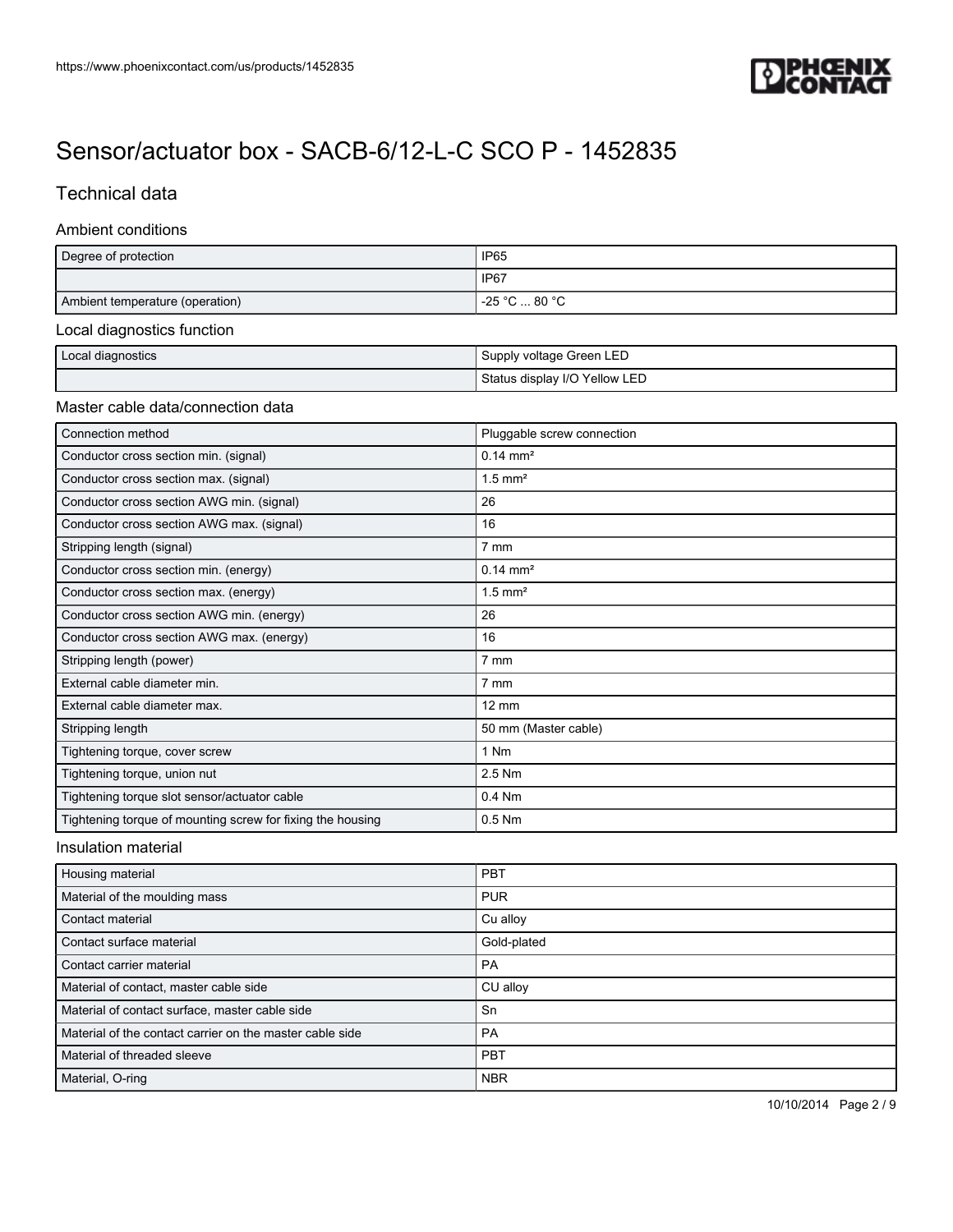# Sensor/actuator box - SACB-6/12-L-C SCO P - 1452835

## Technical data

### Ambient conditions

| | |
|---|---|
| Degree of protection | IP65 |
| | IP67 |
| Ambient temperature (operation) | -25 °C ... 80 °C |

### Local diagnostics function

| | |
|---|---|
| Local diagnostics | Supply voltage Green LED |
| | Status display I/O Yellow LED |

### Master cable data/connection data

| | |
|---|---|
| Connection method | Pluggable screw connection |
| Conductor cross section min. (signal) | 0.14 mm² |
| Conductor cross section max. (signal) | 1.5 mm² |
| Conductor cross section AWG min. (signal) | 26 |
| Conductor cross section AWG max. (signal) | 16 |
| Stripping length (signal) | 7 mm |
| Conductor cross section min. (energy) | 0.14 mm² |
| Conductor cross section max. (energy) | 1.5 mm² |
| Conductor cross section AWG min. (energy) | 26 |
| Conductor cross section AWG max. (energy) | 16 |
| Stripping length (power) | 7 mm |
| External cable diameter min. | 7 mm |
| External cable diameter max. | 12 mm |
| Stripping length | 50 mm (Master cable) |
| Tightening torque, cover screw | 1 Nm |
| Tightening torque, union nut | 2.5 Nm |
| Tightening torque slot sensor/actuator cable | 0.4 Nm |
| Tightening torque of mounting screw for fixing the housing | 0.5 Nm |

### Insulation material

| | |
|---|---|
| Housing material | PBT |
| Material of the moulding mass | PUR |
| Contact material | Cu alloy |
| Contact surface material | Gold-plated |
| Contact carrier material | PA |
| Material of contact, master cable side | CU alloy |
| Material of contact surface, master cable side | Sn |
| Material of the contact carrier on the master cable side | PA |
| Material of threaded sleeve | PBT |
| Material, O-ring | NBR |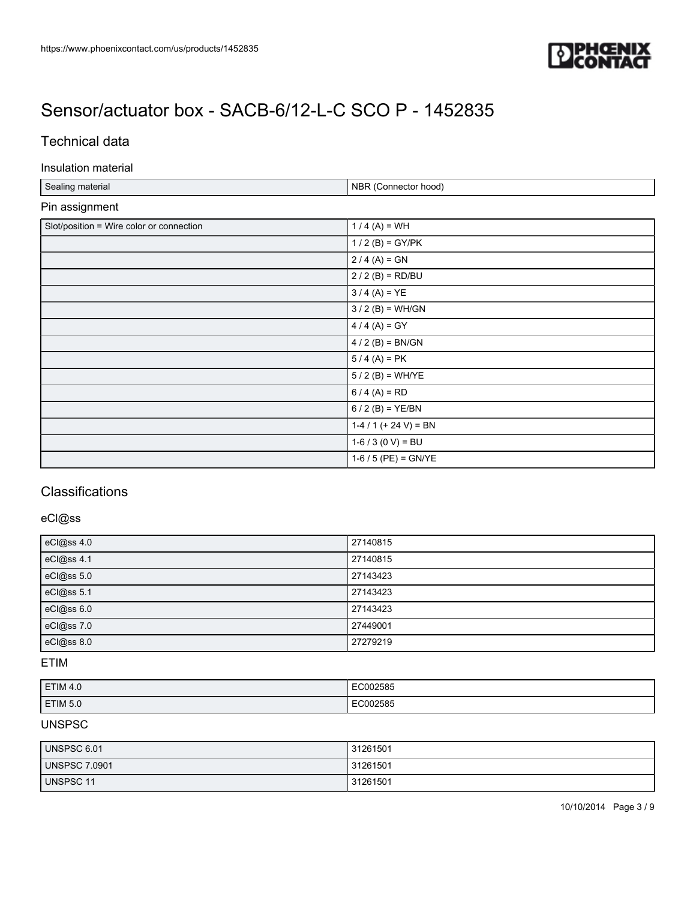# Sensor/actuator box - SACB-6/12-L-C SCO P - 1452835

## Technical data

### Insulation material

| Sealing material | NBR (Connector hood) |
|---|---|

### Pin assignment

| Slot/position = Wire color or connection | 1 / 4 (A) = WH |
|---|---|
| | 1 / 2 (B) = GY/PK |
| | 2 / 4 (A) = GN |
| | 2 / 2 (B) = RD/BU |
| | 3 / 4 (A) = YE |
| | 3 / 2 (B) = WH/GN |
| | 4 / 4 (A) = GY |
| | 4 / 2 (B) = BN/GN |
| | 5 / 4 (A) = PK |
| | 5 / 2 (B) = WH/YE |
| | 6 / 4 (A) = RD |
| | 6 / 2 (B) = YE/BN |
| | 1-4 / 1 (+ 24 V) = BN |
| | 1-6 / 3 (0 V) = BU |
| | 1-6 / 5 (PE) = GN/YE |

## Classifications

### eCl@ss

| eCl@ss 4.0 | 27140815 |
|---|---|
| eCl@ss 4.1 | 27140815 |
| eCl@ss 5.0 | 27143423 |
| eCl@ss 5.1 | 27143423 |
| eCl@ss 6.0 | 27143423 |
| eCl@ss 7.0 | 27449001 |
| eCl@ss 8.0 | 27279219 |

### ETIM

| ETIM 4.0 | EC002585 |
|---|---|
| ETIM 5.0 | EC002585 |

### UNSPSC

| UNSPSC 6.01 | 31261501 |
|---|---|
| UNSPSC 7.0901 | 31261501 |
| UNSPSC 11 | 31261501 |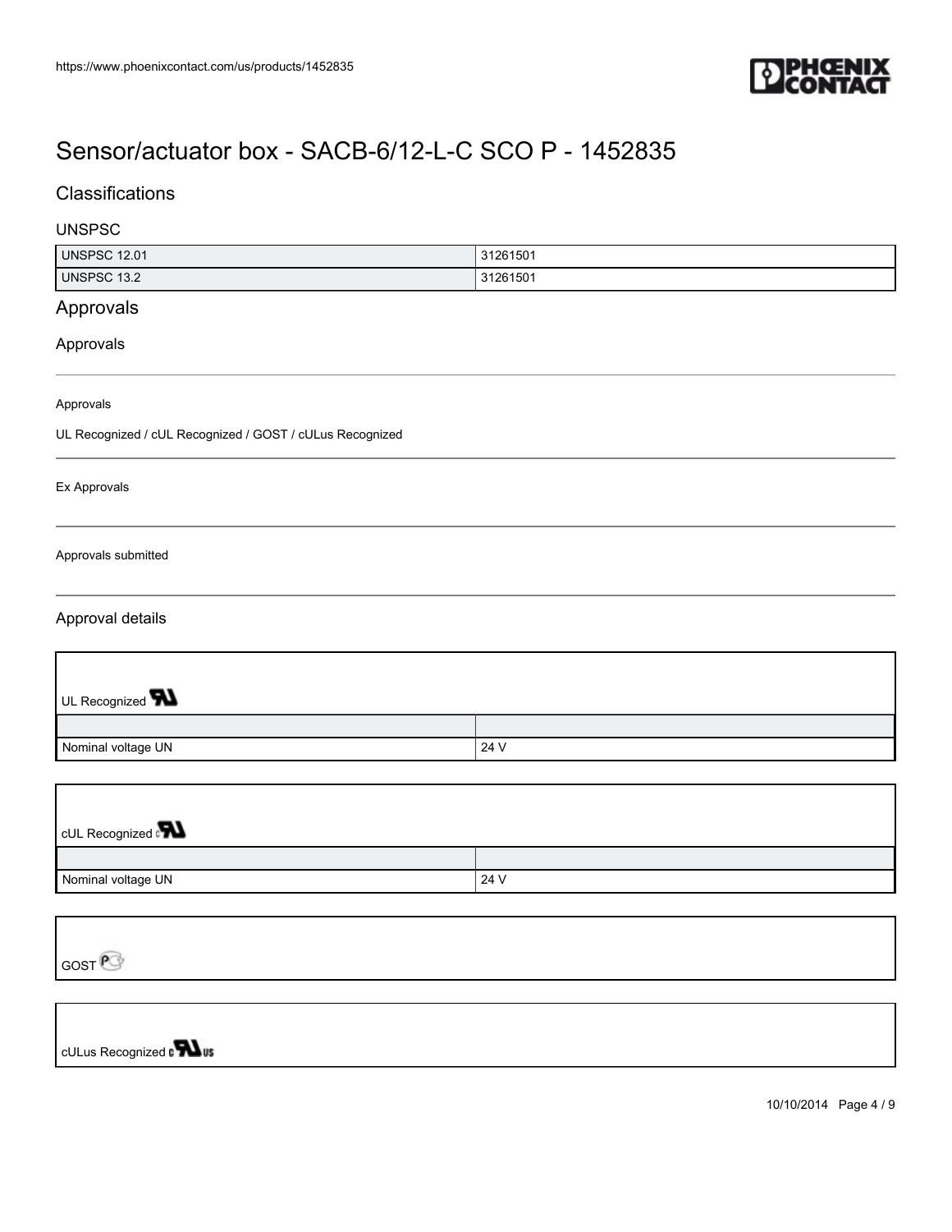# Sensor/actuator box - SACB-6/12-L-C SCO P - 1452835

## Classifications

### UNSPSC

| | |
|---|---|
| UNSPSC 12.01 | 31261501 |
| UNSPSC 13.2 | 31261501 |

## Approvals

### Approvals

Approvals

UL Recognized / cUL Recognized / GOST / cULus Recognized

Ex Approvals

Approvals submitted

### Approval details

UL Recognized

| | |
|---|---|
| Nominal voltage UN | 24 V |

cUL Recognized

| | |
|---|---|
| Nominal voltage UN | 24 V |

GOST

cULus Recognized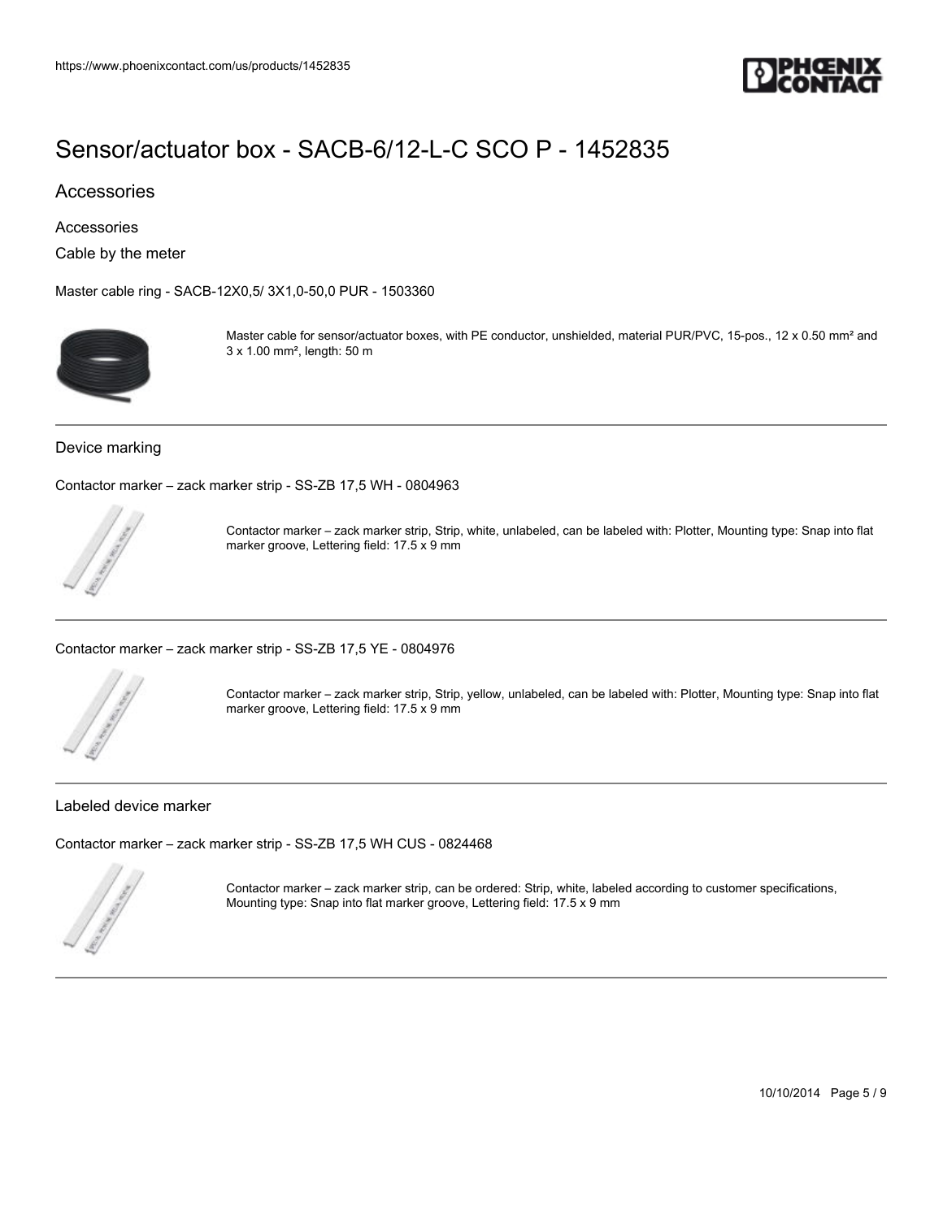# Sensor/actuator box - SACB-6/12-L-C SCO P - 1452835

## Accessories

### Accessories

Cable by the meter

Master cable ring - SACB-12X0,5/ 3X1,0-50,0 PUR - 1503360

Master cable for sensor/actuator boxes, with PE conductor, unshielded, material PUR/PVC, 15-pos., 12 x 0.50 mm² and 3 x 1.00 mm², length: 50 m

---

Device marking

Contactor marker – zack marker strip - SS-ZB 17,5 WH - 0804963

Contactor marker – zack marker strip, Strip, white, unlabeled, can be labeled with: Plotter, Mounting type: Snap into flat marker groove, Lettering field: 17.5 x 9 mm

---

Contactor marker – zack marker strip - SS-ZB 17,5 YE - 0804976

Contactor marker – zack marker strip, Strip, yellow, unlabeled, can be labeled with: Plotter, Mounting type: Snap into flat marker groove, Lettering field: 17.5 x 9 mm

---

Labeled device marker

Contactor marker – zack marker strip - SS-ZB 17,5 WH CUS - 0824468

Contactor marker – zack marker strip, can be ordered: Strip, white, labeled according to customer specifications, Mounting type: Snap into flat marker groove, Lettering field: 17.5 x 9 mm

---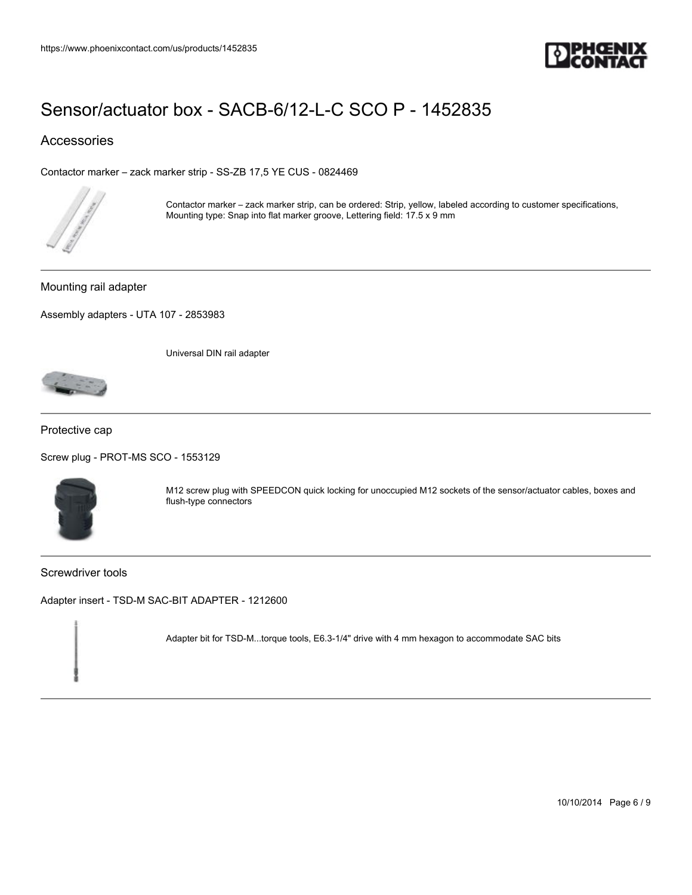# Sensor/actuator box - SACB-6/12-L-C SCO P - 1452835

## Accessories

Contactor marker – zack marker strip - SS-ZB 17,5 YE CUS - 0824469

Contactor marker – zack marker strip, can be ordered: Strip, yellow, labeled according to customer specifications, Mounting type: Snap into flat marker groove, Lettering field: 17.5 x 9 mm

---

### Mounting rail adapter

Assembly adapters - UTA 107 - 2853983

Universal DIN rail adapter

---

### Protective cap

Screw plug - PROT-MS SCO - 1553129

M12 screw plug with SPEEDCON quick locking for unoccupied M12 sockets of the sensor/actuator cables, boxes and flush-type connectors

---

### Screwdriver tools

Adapter insert - TSD-M SAC-BIT ADAPTER - 1212600

Adapter bit for TSD-M...torque tools, E6.3-1/4" drive with 4 mm hexagon to accommodate SAC bits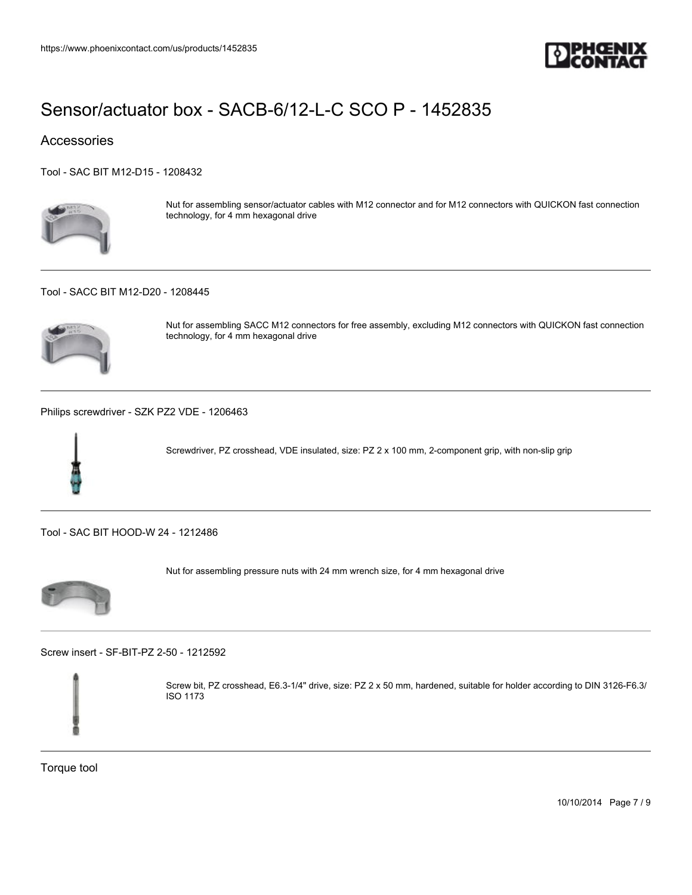# Sensor/actuator box - SACB-6/12-L-C SCO P - 1452835

## Accessories

### Tool - SAC BIT M12-D15 - 1208432

Nut for assembling sensor/actuator cables with M12 connector and for M12 connectors with QUICKON fast connection technology, for 4 mm hexagonal drive

---

### Tool - SACC BIT M12-D20 - 1208445

Nut for assembling SACC M12 connectors for free assembly, excluding M12 connectors with QUICKON fast connection technology, for 4 mm hexagonal drive

---

### Philips screwdriver - SZK PZ2 VDE - 1206463

Screwdriver, PZ crosshead, VDE insulated, size: PZ 2 x 100 mm, 2-component grip, with non-slip grip

---

### Tool - SAC BIT HOOD-W 24 - 1212486

Nut for assembling pressure nuts with 24 mm wrench size, for 4 mm hexagonal drive

---

### Screw insert - SF-BIT-PZ 2-50 - 1212592

Screw bit, PZ crosshead, E6.3-1/4" drive, size: PZ 2 x 50 mm, hardened, suitable for holder according to DIN 3126-F6.3/ ISO 1173

---

## Torque tool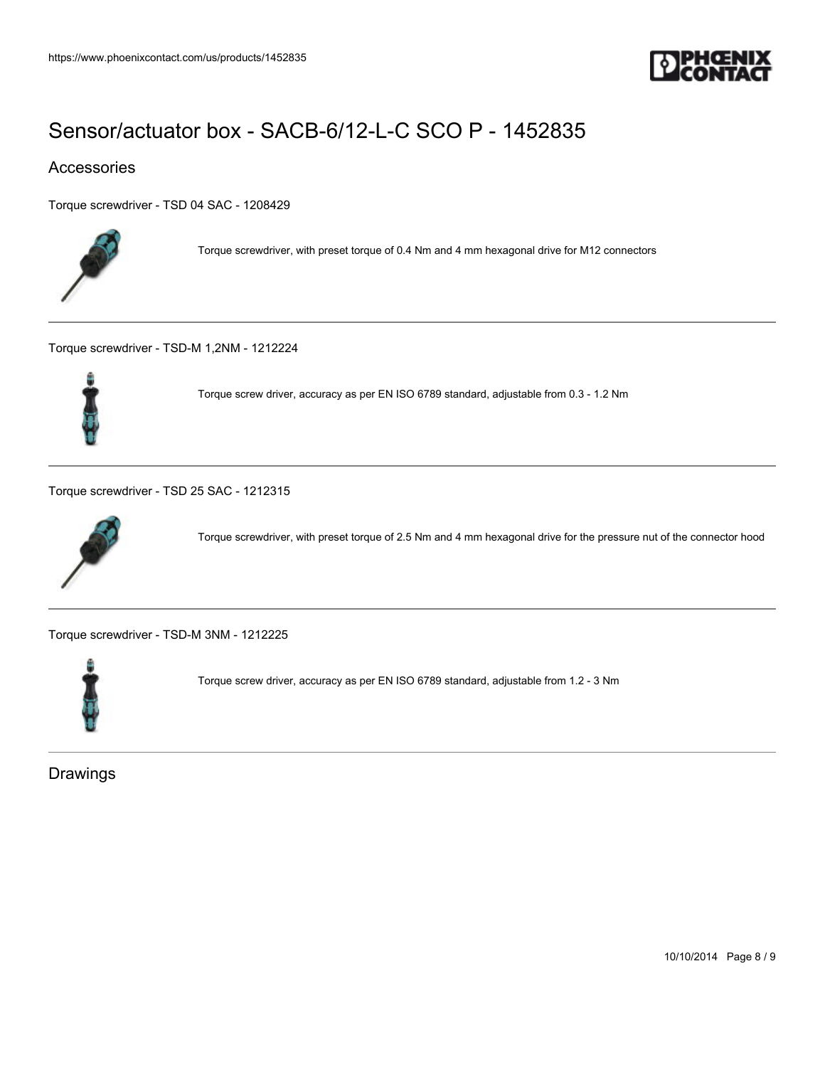# Sensor/actuator box - SACB-6/12-L-C SCO P - 1452835

## Accessories

Torque screwdriver - TSD 04 SAC - 1208429

Torque screwdriver, with preset torque of 0.4 Nm and 4 mm hexagonal drive for M12 connectors

---

Torque screwdriver - TSD-M 1,2NM - 1212224

Torque screw driver, accuracy as per EN ISO 6789 standard, adjustable from 0.3 - 1.2 Nm

---

Torque screwdriver - TSD 25 SAC - 1212315

Torque screwdriver, with preset torque of 2.5 Nm and 4 mm hexagonal drive for the pressure nut of the connector hood

---

Torque screwdriver - TSD-M 3NM - 1212225

Torque screw driver, accuracy as per EN ISO 6789 standard, adjustable from 1.2 - 3 Nm

---

## Drawings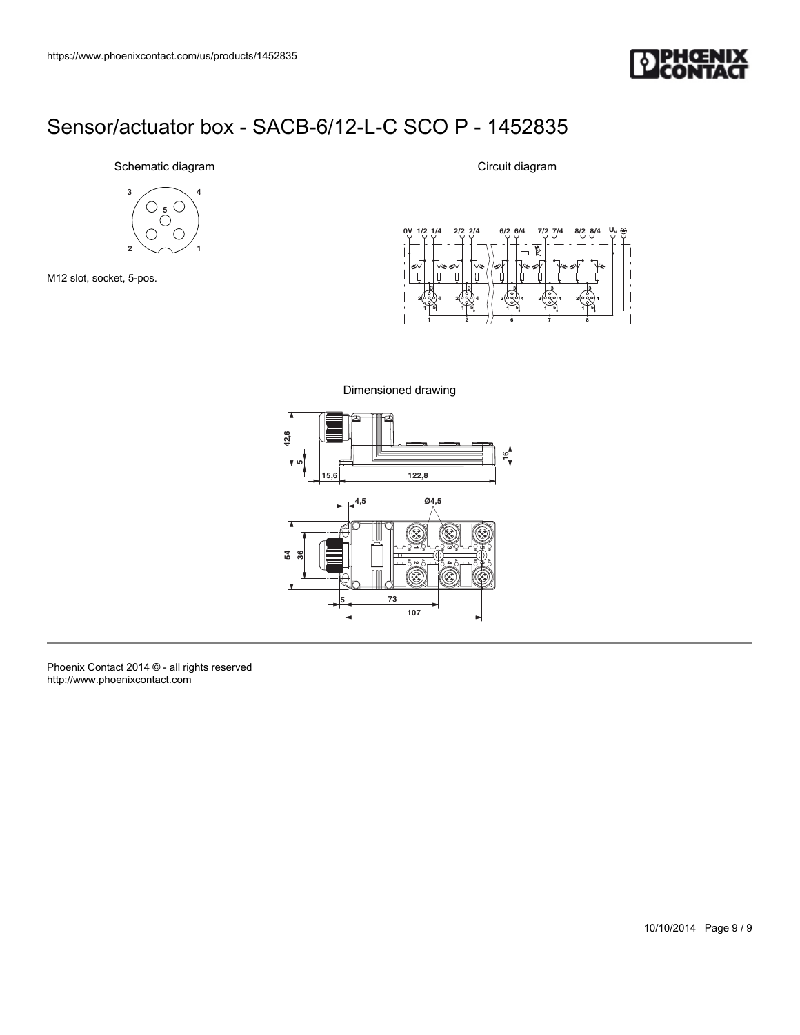# Sensor/actuator box - SACB-6/12-L-C SCO P - 1452835

Schematic diagram

3 4 5 2 1

M12 slot, socket, 5-pos.

Circuit diagram

0V 1/2 1/4 2/2 2/4 6/2 6/4 7/2 7/4 8/2 8/4 $U_n$

Dimensioned drawing

42,6
5
15,6
122,8
16
4,5
Ø4,5
54
36
5
73
107

Phoenix Contact 2014 © - all rights reserved
http://www.phoenixcontact.com